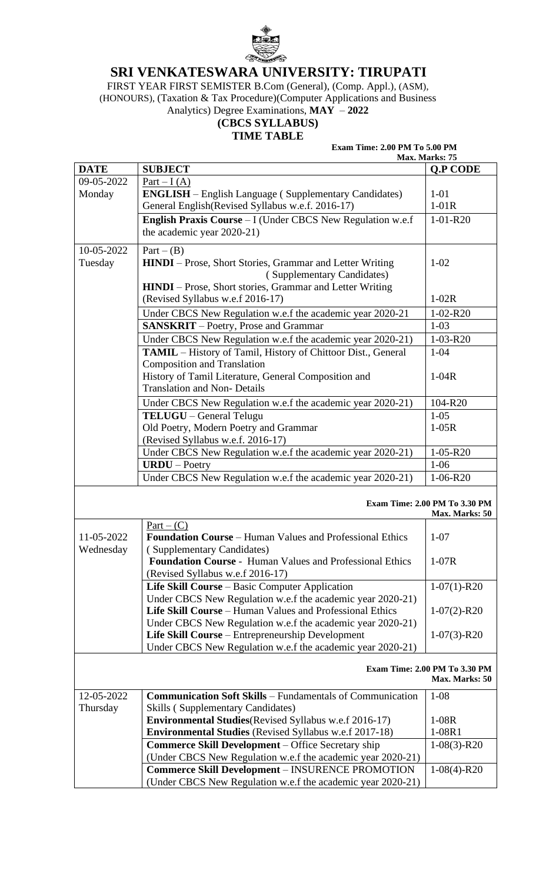# SRI VENKATESWARA UNIVERSITY: TIRUPATI

FIRST YEAR FIRST SEMISTER B.Com (General), (Comp. Appl.), (ASM), (HONOURS), (Taxation & Tax Procedure)(Computer Applications and Business Analytics) Degree Examinations, **MAY – 2022**

**(CBCS SYLLABUS)**

**TIME TABLE**

**Exam Time: 2.00 PM To 5.00 PM**
**Max. Marks: 75**

| DATE | SUBJECT | Q.P CODE |
|---|---|---|
| 09-05-2022 Monday | Part – I (A)<br>**ENGLISH** – English Language ( Supplementary Candidates)<br>General English(Revised Syllabus w.e.f. 2016-17) | <br>1-01<br>1-01R |
| | **English Praxis Course** – I (Under CBCS New Regulation w.e.f the academic year 2020-21) | 1-01-R20 |
| 10-05-2022 Tuesday | Part – (B)<br>**HINDI** – Prose, Short Stories, Grammar and Letter Writing ( Supplementary Candidates)<br>**HINDI** – Prose, Short stories, Grammar and Letter Writing (Revised Syllabus w.e.f 2016-17) | <br>1-02<br><br>1-02R |
| | Under CBCS New Regulation w.e.f the academic year 2020-21 | 1-02-R20 |
| | **SANSKRIT** – Poetry, Prose and Grammar | 1-03 |
| | Under CBCS New Regulation w.e.f the academic year 2020-21) | 1-03-R20 |
| | **TAMIL** – History of Tamil, History of Chittoor Dist., General Composition and Translation<br>History of Tamil Literature, General Composition and Translation and Non- Details | 1-04<br><br>1-04R |
| | Under CBCS New Regulation w.e.f the academic year 2020-21) | 104-R20 |
| | **TELUGU** – General Telugu<br>Old Poetry, Modern Poetry and Grammar (Revised Syllabus w.e.f. 2016-17) | 1-05<br>1-05R |
| | Under CBCS New Regulation w.e.f the academic year 2020-21) | 1-05-R20 |
| | **URDU** – Poetry | 1-06 |
| | Under CBCS New Regulation w.e.f the academic year 2020-21) | 1-06-R20 |

**Exam Time: 2.00 PM To 3.30 PM**
**Max. Marks: 50**

| DATE | SUBJECT | Q.P CODE |
|---|---|---|
| 11-05-2022 Wednesday | Part – (C)<br>**Foundation Course** – Human Values and Professional Ethics ( Supplementary Candidates)<br>**Foundation Course** - Human Values and Professional Ethics (Revised Syllabus w.e.f 2016-17) | <br>1-07<br><br>1-07R |
| | **Life Skill Course** – Basic Computer Application Under CBCS New Regulation w.e.f the academic year 2020-21) | 1-07(1)-R20 |
| | **Life Skill Course** – Human Values and Professional Ethics Under CBCS New Regulation w.e.f the academic year 2020-21) | 1-07(2)-R20 |
| | **Life Skill Course** – Entrepreneurship Development Under CBCS New Regulation w.e.f the academic year 2020-21) | 1-07(3)-R20 |

**Exam Time: 2.00 PM To 3.30 PM**
**Max. Marks: 50**

| DATE | SUBJECT | Q.P CODE |
|---|---|---|
| 12-05-2022 Thursday | **Communication Soft Skills** – Fundamentals of Communication Skills ( Supplementary Candidates)<br>**Environmental Studies**(Revised Syllabus w.e.f 2016-17)<br>**Environmental Studies** (Revised Syllabus w.e.f 2017-18) | 1-08<br><br>1-08R<br>1-08R1 |
| | **Commerce Skill Development** – Office Secretary ship (Under CBCS New Regulation w.e.f the academic year 2020-21) | 1-08(3)-R20 |
| | **Commerce Skill Development** – INSURENCE PROMOTION (Under CBCS New Regulation w.e.f the academic year 2020-21) | 1-08(4)-R20 |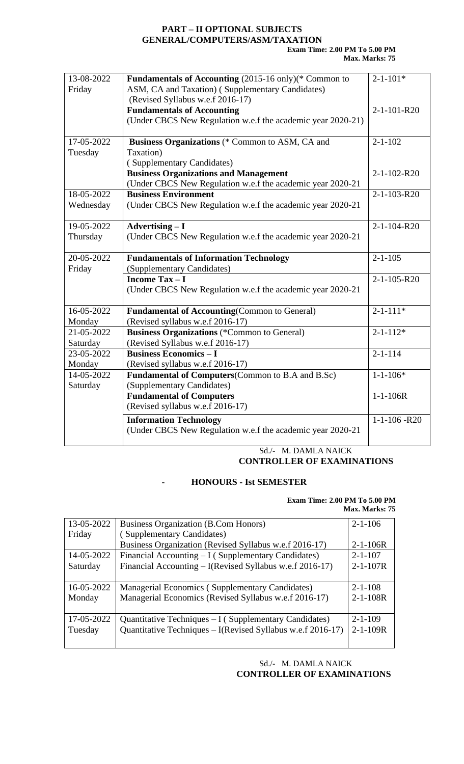## PART – II OPTIONAL SUBJECTS
## GENERAL/COMPUTERS/ASM/TAXATION

**Exam Time: 2.00 PM To 5.00 PM**
**Max. Marks: 75**

| | | |
|---|---|---|
| 13-08-2022<br>Friday | **Fundamentals of Accounting** (2015-16 only)(* Common to ASM, CA and Taxation) ( Supplementary Candidates)<br>(Revised Syllabus w.e.f 2016-17)<br>**Fundamentals of Accounting**<br>(Under CBCS New Regulation w.e.f the academic year 2020-21) | 2-1-101*<br><br><br>2-1-101-R20 |
| 17-05-2022<br>Tuesday | **Business Organizations** (* Common to ASM, CA and Taxation)<br>( Supplementary Candidates)<br>**Business Organizations and Management**<br>(Under CBCS New Regulation w.e.f the academic year 2020-21 | 2-1-102<br><br><br>2-1-102-R20 |
| 18-05-2022<br>Wednesday | **Business Environment**<br>(Under CBCS New Regulation w.e.f the academic year 2020-21 | 2-1-103-R20 |
| 19-05-2022<br>Thursday | **Advertising – I**<br>(Under CBCS New Regulation w.e.f the academic year 2020-21 | 2-1-104-R20 |
| 20-05-2022<br>Friday | **Fundamentals of Information Technology**<br>(Supplementary Candidates)<br>**Income Tax – I**<br>(Under CBCS New Regulation w.e.f the academic year 2020-21 | 2-1-105<br><br>2-1-105-R20 |
| 16-05-2022<br>Monday | **Fundamental of Accounting**(Common to General)<br>(Revised syllabus w.e.f 2016-17) | 2-1-111* |
| 21-05-2022<br>Saturday | **Business Organizations** (*Common to General)<br>(Revised Syllabus w.e.f 2016-17) | 2-1-112* |
| 23-05-2022<br>Monday | **Business Economics – I**<br>(Revised syllabus w.e.f 2016-17) | 2-1-114 |
| 14-05-2022<br>Saturday | **Fundamental of Computers**(Common to B.A and B.Sc)<br>(Supplementary Candidates)<br>**Fundamental of Computers**<br>(Revised syllabus w.e.f 2016-17)<br>**Information Technology**<br>(Under CBCS New Regulation w.e.f the academic year 2020-21 | 1-1-106*<br><br>1-1-106R<br><br>1-1-106 -R20 |

Sd./- M. DAMLA NAICK
**CONTROLLER OF EXAMINATIONS**

## - HONOURS - Ist SEMESTER

**Exam Time: 2.00 PM To 5.00 PM**
**Max. Marks: 75**

| | | |
|---|---|---|
| 13-05-2022<br>Friday | Business Organization (B.Com Honors)<br>( Supplementary Candidates)<br>Business Organization (Revised Syllabus w.e.f 2016-17) | 2-1-106<br><br>2-1-106R |
| 14-05-2022<br>Saturday | Financial Accounting – I ( Supplementary Candidates)<br>Financial Accounting – I(Revised Syllabus w.e.f 2016-17) | 2-1-107<br>2-1-107R |
| 16-05-2022<br>Monday | Managerial Economics ( Supplementary Candidates)<br>Managerial Economics (Revised Syllabus w.e.f 2016-17) | 2-1-108<br>2-1-108R |
| 17-05-2022<br>Tuesday | Quantitative Techniques – I ( Supplementary Candidates)<br>Quantitative Techniques – I(Revised Syllabus w.e.f 2016-17) | 2-1-109<br>2-1-109R |

Sd./- M. DAMLA NAICK
**CONTROLLER OF EXAMINATIONS**